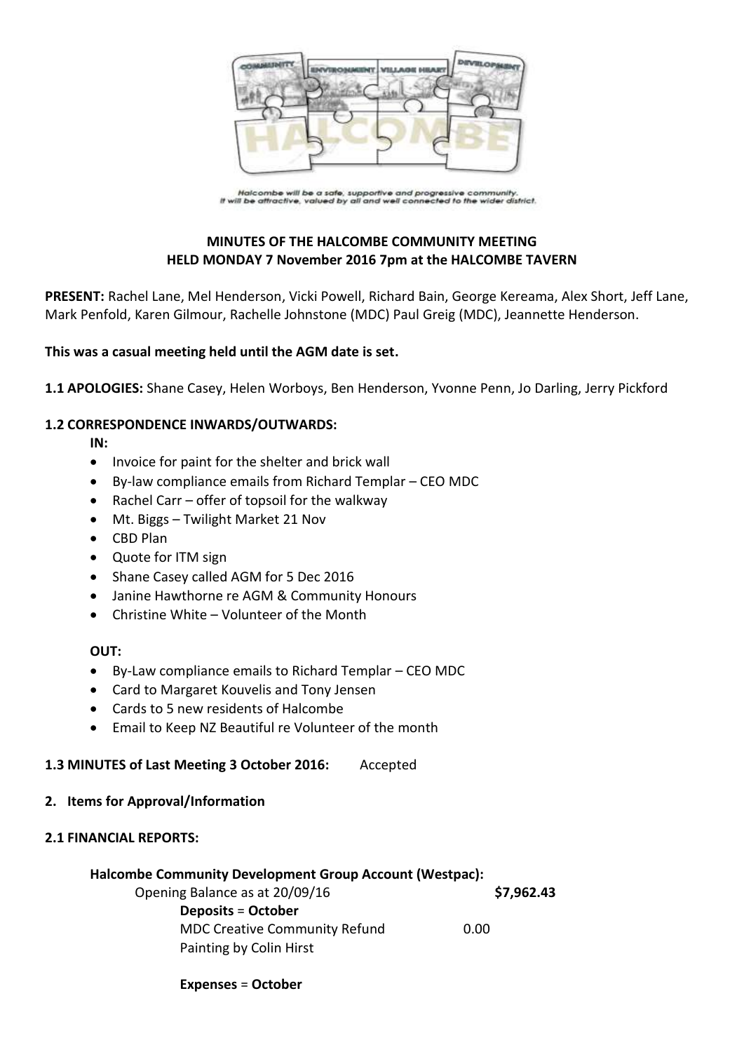Halcombe will be a safe, supportive and progressive community.
It will be attractive, valued by all and well connected to the wider district.

**MINUTES OF THE HALCOMBE COMMUNITY MEETING**
**HELD MONDAY 7 November 2016 7pm at the HALCOMBE TAVERN**

**PRESENT:** Rachel Lane, Mel Henderson, Vicki Powell, Richard Bain, George Kereama, Alex Short, Jeff Lane, Mark Penfold, Karen Gilmour, Rachelle Johnstone (MDC) Paul Greig (MDC), Jeannette Henderson.

**This was a casual meeting held until the AGM date is set.**

**1.1 APOLOGIES:** Shane Casey, Helen Worboys, Ben Henderson, Yvonne Penn, Jo Darling, Jerry Pickford

**1.2 CORRESPONDENCE INWARDS/OUTWARDS:**

**IN:**

- Invoice for paint for the shelter and brick wall
- By-law compliance emails from Richard Templar – CEO MDC
- Rachel Carr – offer of topsoil for the walkway
- Mt. Biggs – Twilight Market 21 Nov
- CBD Plan
- Quote for ITM sign
- Shane Casey called AGM for 5 Dec 2016
- Janine Hawthorne re AGM & Community Honours
- Christine White – Volunteer of the Month

**OUT:**

- By-Law compliance emails to Richard Templar – CEO MDC
- Card to Margaret Kouvelis and Tony Jensen
- Cards to 5 new residents of Halcombe
- Email to Keep NZ Beautiful re Volunteer of the month

**1.3 MINUTES of Last Meeting 3 October 2016:** Accepted

**2. Items for Approval/Information**

**2.1 FINANCIAL REPORTS:**

**Halcombe Community Development Group Account (Westpac):**

Opening Balance as at 20/09/16 **$7,962.43**

**Deposits = October**

MDC Creative Community Refund 0.00

Painting by Colin Hirst

**Expenses = October**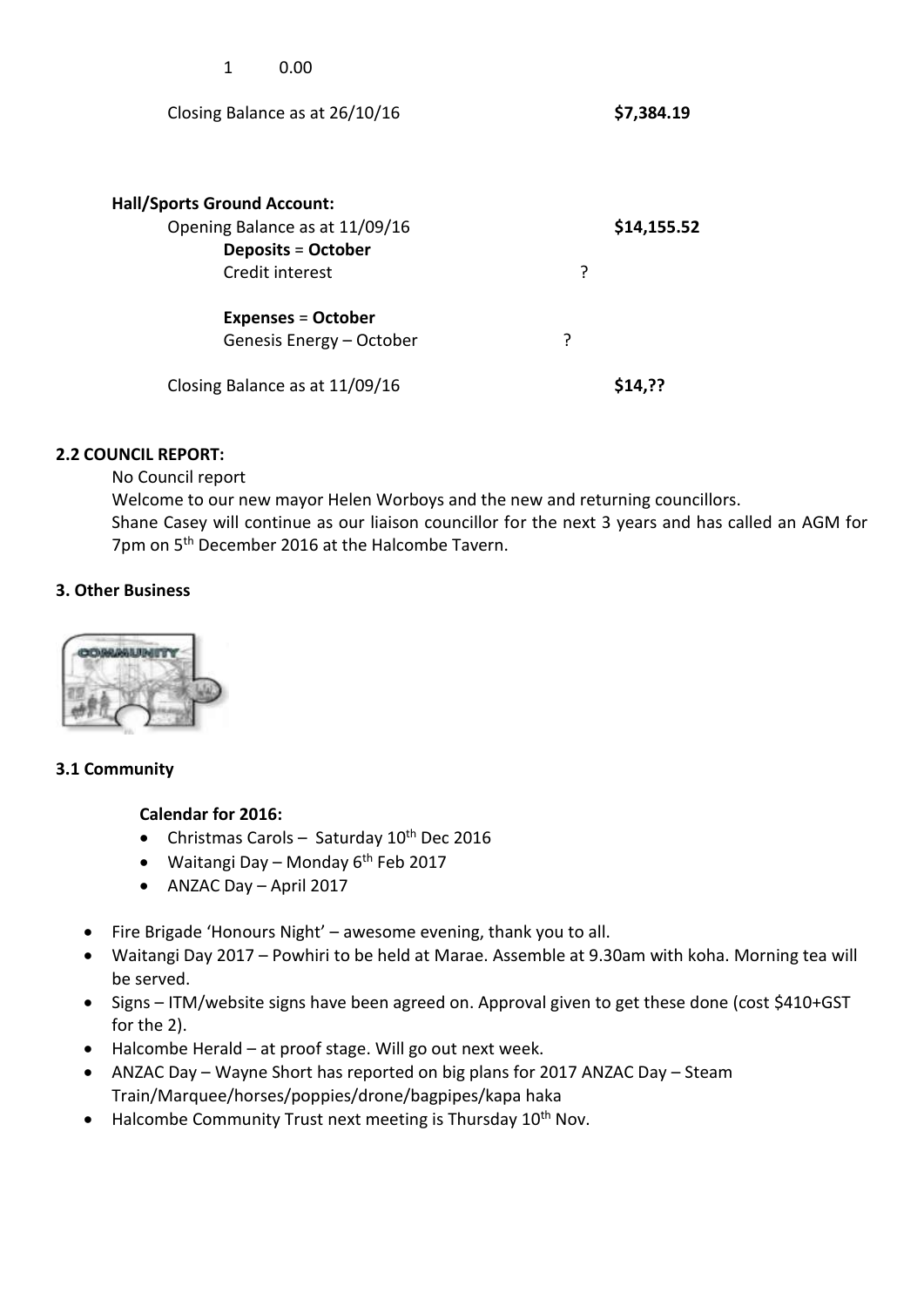1 0.00

Closing Balance as at 26/10/16 **$7,384.19**

**Hall/Sports Ground Account:**

Opening Balance as at 11/09/16 **$14,155.52**

**Deposits** = **October**

Credit interest ?

**Expenses** = **October**

Genesis Energy – October ?

Closing Balance as at 11/09/16 **$14,??**

**2.2 COUNCIL REPORT:**

No Council report

Welcome to our new mayor Helen Worboys and the new and returning councillors.

Shane Casey will continue as our liaison councillor for the next 3 years and has called an AGM for 7pm on 5th December 2016 at the Halcombe Tavern.

**3. Other Business**

**3.1 Community**

**Calendar for 2016:**

- Christmas Carols – Saturday 10th Dec 2016
- Waitangi Day – Monday 6th Feb 2017
- ANZAC Day – April 2017

- Fire Brigade 'Honours Night' – awesome evening, thank you to all.
- Waitangi Day 2017 – Powhiri to be held at Marae. Assemble at 9.30am with koha. Morning tea will be served.
- Signs – ITM/website signs have been agreed on. Approval given to get these done (cost $410+GST for the 2).
- Halcombe Herald – at proof stage. Will go out next week.
- ANZAC Day – Wayne Short has reported on big plans for 2017 ANZAC Day – Steam Train/Marquee/horses/poppies/drone/bagpipes/kapa haka
- Halcombe Community Trust next meeting is Thursday 10th Nov.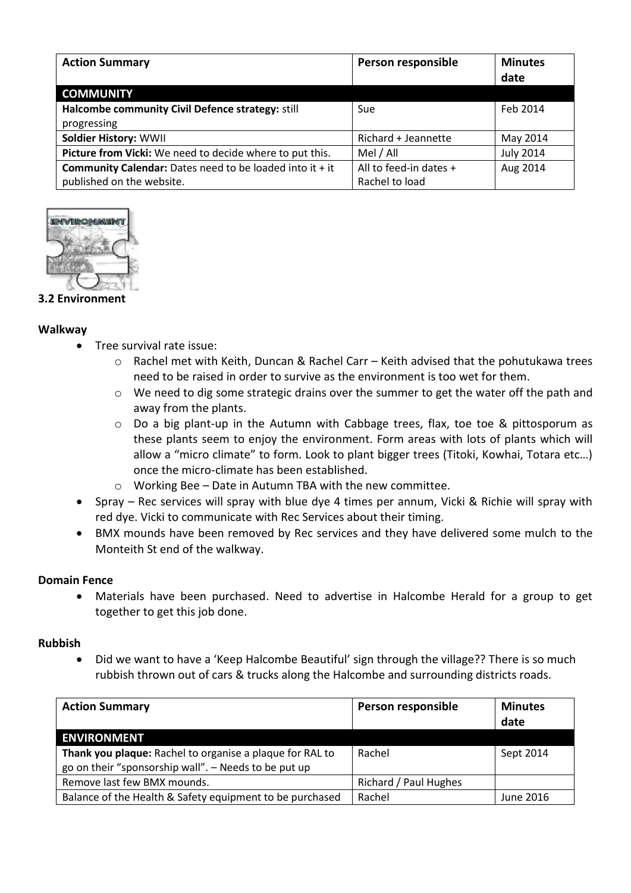| Action Summary | Person responsible | Minutes date |
|---|---|---|
| **COMMUNITY** | | |
| **Halcombe community Civil Defence strategy:** still progressing | Sue | Feb 2014 |
| **Soldier History:** WWII | Richard + Jeannette | May 2014 |
| **Picture from Vicki:** We need to decide where to put this. | Mel / All | July 2014 |
| **Community Calendar:** Dates need to be loaded into it + it published on the website. | All to feed-in dates + Rachel to load | Aug 2014 |

### 3.2 Environment

**Walkway**

- Tree survival rate issue:
  - Rachel met with Keith, Duncan & Rachel Carr – Keith advised that the pohutukawa trees need to be raised in order to survive as the environment is too wet for them.
  - We need to dig some strategic drains over the summer to get the water off the path and away from the plants.
  - Do a big plant-up in the Autumn with Cabbage trees, flax, toe toe & pittosporum as these plants seem to enjoy the environment. Form areas with lots of plants which will allow a "micro climate" to form. Look to plant bigger trees (Titoki, Kowhai, Totara etc…) once the micro-climate has been established.
  - Working Bee – Date in Autumn TBA with the new committee.
- Spray – Rec services will spray with blue dye 4 times per annum, Vicki & Richie will spray with red dye. Vicki to communicate with Rec Services about their timing.
- BMX mounds have been removed by Rec services and they have delivered some mulch to the Monteith St end of the walkway.

**Domain Fence**

- Materials have been purchased. Need to advertise in Halcombe Herald for a group to get together to get this job done.

**Rubbish**

- Did we want to have a 'Keep Halcombe Beautiful' sign through the village?? There is so much rubbish thrown out of cars & trucks along the Halcombe and surrounding districts roads.

| Action Summary | Person responsible | Minutes date |
|---|---|---|
| **ENVIRONMENT** | | |
| **Thank you plaque:** Rachel to organise a plaque for RAL to go on their "sponsorship wall". – Needs to be put up | Rachel | Sept 2014 |
| Remove last few BMX mounds. | Richard / Paul Hughes | |
| Balance of the Health & Safety equipment to be purchased | Rachel | June 2016 |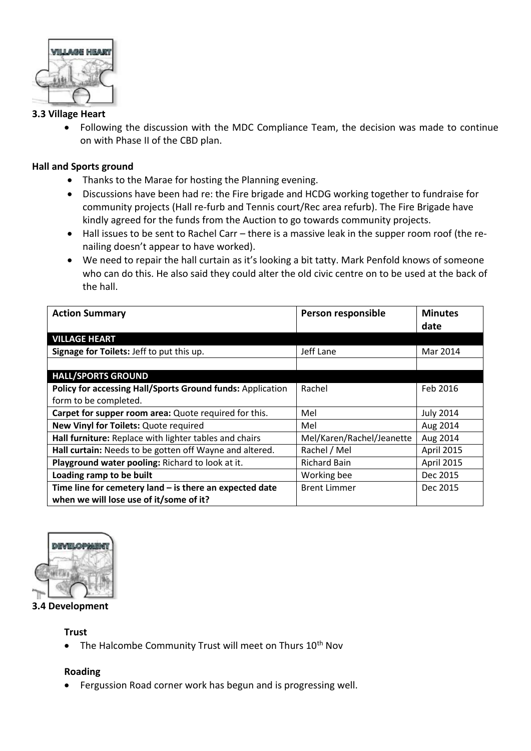### 3.3 Village Heart

- Following the discussion with the MDC Compliance Team, the decision was made to continue on with Phase II of the CBD plan.

**Hall and Sports ground**

- Thanks to the Marae for hosting the Planning evening.
- Discussions have been had re: the Fire brigade and HCDG working together to fundraise for community projects (Hall re-furb and Tennis court/Rec area refurb). The Fire Brigade have kindly agreed for the funds from the Auction to go towards community projects.
- Hall issues to be sent to Rachel Carr – there is a massive leak in the supper room roof (the re-nailing doesn't appear to have worked).
- We need to repair the hall curtain as it's looking a bit tatty. Mark Penfold knows of someone who can do this. He also said they could alter the old civic centre on to be used at the back of the hall.

| Action Summary | Person responsible | Minutes date |
|---|---|---|
| **VILLAGE HEART** | | |
| **Signage for Toilets:** Jeff to put this up. | Jeff Lane | Mar 2014 |
| | | |
| **HALL/SPORTS GROUND** | | |
| **Policy for accessing Hall/Sports Ground funds:** Application form to be completed. | Rachel | Feb 2016 |
| **Carpet for supper room area:** Quote required for this. | Mel | July 2014 |
| **New Vinyl for Toilets:** Quote required | Mel | Aug 2014 |
| **Hall furniture:** Replace with lighter tables and chairs | Mel/Karen/Rachel/Jeanette | Aug 2014 |
| **Hall curtain:** Needs to be gotten off Wayne and altered. | Rachel / Mel | April 2015 |
| **Playground water pooling:** Richard to look at it. | Richard Bain | April 2015 |
| **Loading ramp to be built** | Working bee | Dec 2015 |
| **Time line for cemetery land – is there an expected date when we will lose use of it/some of it?** | Brent Limmer | Dec 2015 |

### 3.4 Development

**Trust**

- The Halcombe Community Trust will meet on Thurs 10th Nov

**Roading**

- Fergussion Road corner work has begun and is progressing well.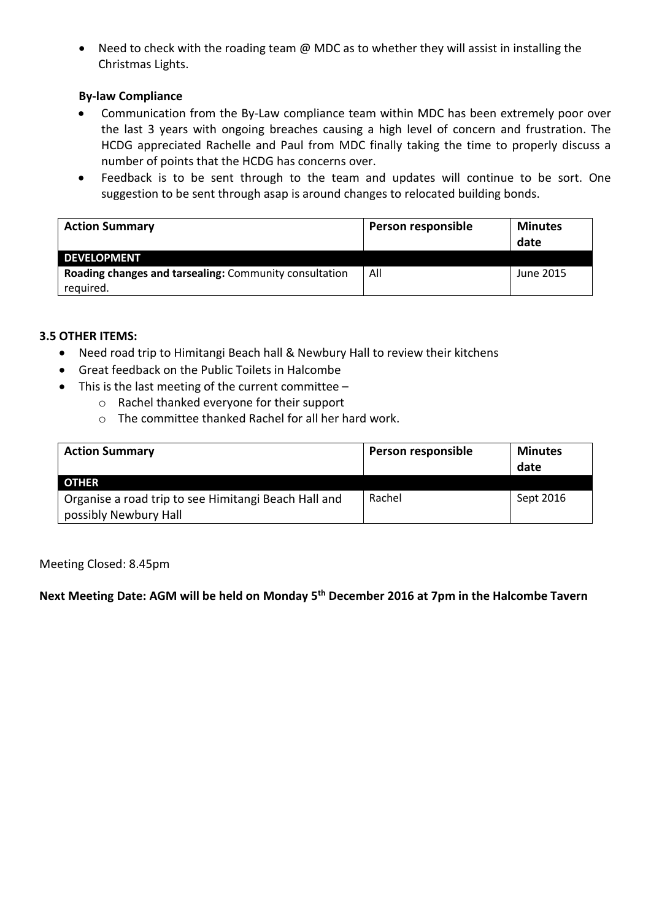- Need to check with the roading team @ MDC as to whether they will assist in installing the Christmas Lights.

**By-law Compliance**

- Communication from the By-Law compliance team within MDC has been extremely poor over the last 3 years with ongoing breaches causing a high level of concern and frustration. The HCDG appreciated Rachelle and Paul from MDC finally taking the time to properly discuss a number of points that the HCDG has concerns over.
- Feedback is to be sent through to the team and updates will continue to be sort. One suggestion to be sent through asap is around changes to relocated building bonds.

| Action Summary | Person responsible | Minutes date |
|---|---|---|
| **DEVELOPMENT** | | |
| **Roading changes and tarsealing:** Community consultation required. | All | June 2015 |

**3.5 OTHER ITEMS:**

- Need road trip to Himitangi Beach hall & Newbury Hall to review their kitchens
- Great feedback on the Public Toilets in Halcombe
- This is the last meeting of the current committee –
  - Rachel thanked everyone for their support
  - The committee thanked Rachel for all her hard work.

| Action Summary | Person responsible | Minutes date |
|---|---|---|
| **OTHER** | | |
| Organise a road trip to see Himitangi Beach Hall and possibly Newbury Hall | Rachel | Sept 2016 |

Meeting Closed: 8.45pm

**Next Meeting Date: AGM will be held on Monday 5th December 2016 at 7pm in the Halcombe Tavern**